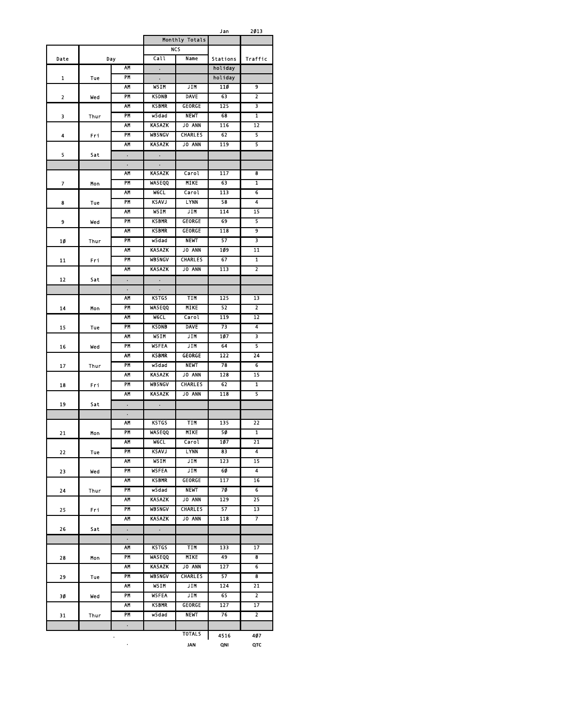Jan 2013

| Date | Day | | Monthly Totals NCS Call | Name | Stations | Traffic |
|---|---|---|---|---|---|---|
| 1 | Tue | AM | . | | holiday | |
| | | PM | . | | holiday | |
| 2 | Wed | AM | W5IM | JIM | 110 | 9 |
| | | PM | K5DNB | DAVE | 63 | 2 |
| 3 | Thur | AM | K5BMR | GEORGE | 125 | 3 |
| | | PM | w5dad | NEWT | 68 | 1 |
| 4 | Fri | AM | KA5AZK | JO ANN | 116 | 12 |
| | | PM | WB5NGV | CHARLES | 62 | 5 |
| 5 | Sat | AM | KA5AZK | JO ANN | 119 | 5 |
| | | . | . | | | |
| | | . | . | | | |
| 7 | Mon | AM | KA5AZK | Carol | 117 | 8 |
| | | PM | WA5EQQ | MIKE | 63 | 1 |
| 8 | Tue | AM | W6CL | Carol | 113 | 6 |
| | | PM | K5AVJ | LYNN | 58 | 4 |
| 9 | Wed | AM | W5IM | JIM | 114 | 15 |
| | | PM | K5BMR | GEORGE | 69 | 5 |
| 10 | Thur | AM | K5BMR | GEORGE | 118 | 9 |
| | | PM | w5dad | NEWT | 57 | 3 |
| 11 | Fri | AM | KA5AZK | JO ANN | 109 | 11 |
| | | PM | WB5NGV | CHARLES | 67 | 1 |
| 12 | Sat | AM | KA5AZK | JO ANN | 113 | 2 |
| | | . | . | | | |
| | | . | . | | | |
| 14 | Mon | AM | K5TGS | TIM | 125 | 13 |
| | | PM | WA5EQQ | MIKE | 52 | 2 |
| 15 | Tue | AM | W6CL | Carol | 119 | 12 |
| | | PM | K5DNB | DAVE | 73 | 4 |
| 16 | Wed | AM | W5IM | JIM | 107 | 3 |
| | | PM | W5FEA | JIM | 64 | 5 |
| 17 | Thur | AM | K5BMR | GEORGE | 122 | 24 |
| | | PM | w5dad | NEWT | 78 | 6 |
| 18 | Fri | AM | KA5AZK | JO ANN | 128 | 15 |
| | | PM | WB5NGV | CHARLES | 62 | 1 |
| 19 | Sat | AM | KA5AZK | JO ANN | 118 | 5 |
| | | . | . | | | |
| | | . | | | | |
| 21 | Mon | AM | K5TGS | TIM | 135 | 22 |
| | | PM | WA5EQQ | MIKE | 50 | 1 |
| 22 | Tue | AM | W6CL | Carol | 107 | 21 |
| | | PM | K5AVJ | LYNN | 83 | 4 |
| 23 | Wed | AM | W5IM | JIM | 123 | 15 |
| | | PM | W5FEA | JIM | 60 | 4 |
| 24 | Thur | AM | K5BMR | GEORGE | 117 | 16 |
| | | PM | w5dad | NEWT | 70 | 6 |
| 25 | Fri | AM | KA5AZK | JO ANN | 129 | 25 |
| | | PM | WB5NGV | CHARLES | 57 | 13 |
| 26 | Sat | AM | KA5AZK | JO ANN | 118 | 7 |
| | | . | . | | | |
| | | . | | | | |
| 28 | Mon | AM | K5TGS | TIM | 133 | 17 |
| | | PM | WA5EQQ | MIKE | 49 | 8 |
| 29 | Tue | AM | KA5AZK | JO ANN | 127 | 6 |
| | | PM | WB5NGV | CHARLES | 57 | 8 |
| 30 | Wed | AM | W5IM | JIM | 124 | 21 |
| | | PM | W5FEA | JIM | 65 | 2 |
| 31 | Thur | AM | K5BMR | GEORGE | 127 | 17 |
| | | PM | w5dad | NEWT | 76 | 2 |
| | | . | | | | |
| | . | | | TOTALS | 4516 | 407 |
| | | . | | JAN | QNI | QTC |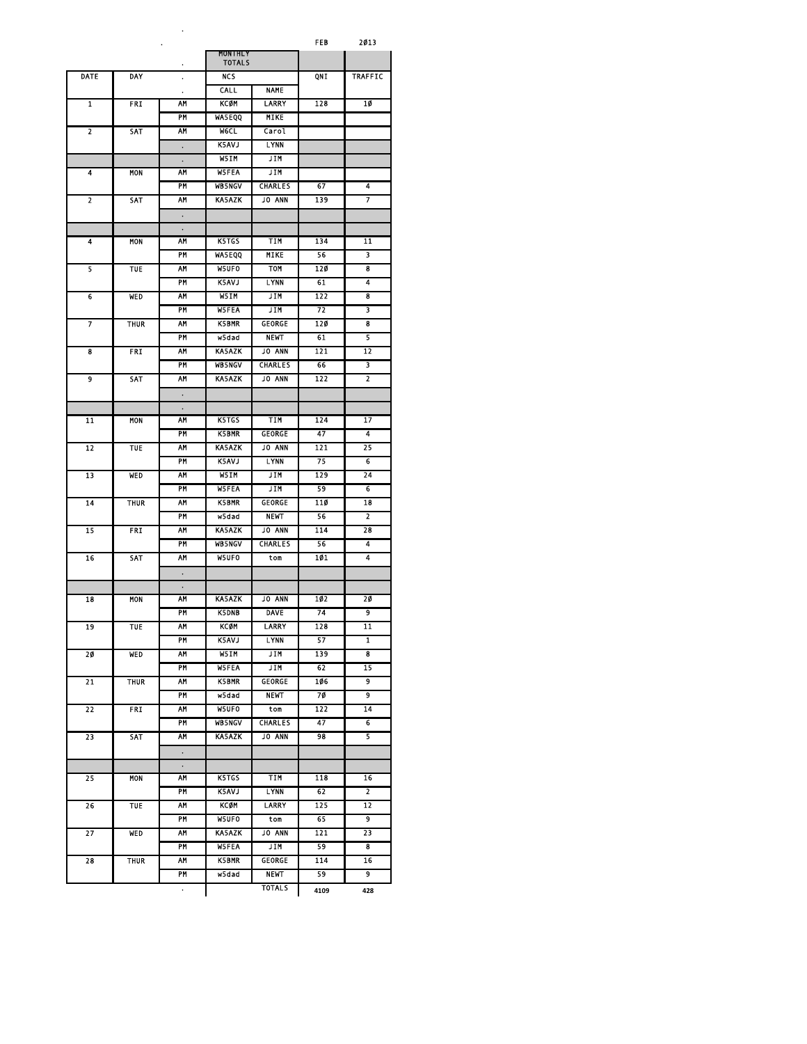| | | | MONTHLY TOTALS | | FEB | 2Ø13 |
|---|---|---|---|---|---|---|
| DATE | DAY | . | NCS | | QNI | TRAFFIC |
| | | . | CALL | NAME | | |
| 1 | FRI | AM | KCØM | LARRY | 128 | 1Ø |
| | | PM | WA5EQQ | MIKE | | |
| 2 | SAT | AM | W6CL | Carol | | |
| | | . | K5AVJ | LYNN | | |
| | | . | W5IM | JIM | | |
| 4 | MON | AM | W5FEA | JIM | | |
| | | PM | WB5NGV | CHARLES | 67 | 4 |
| 2 | SAT | AM | KA5AZK | JO ANN | 139 | 7 |
| | | . | | | | |
| | | . | | | | |
| 4 | MON | AM | K5TGS | TIM | 134 | 11 |
| | | PM | WA5EQQ | MIKE | 56 | 3 |
| 5 | TUE | AM | W5UFO | TOM | 12Ø | 8 |
| | | PM | K5AVJ | LYNN | 61 | 4 |
| 6 | WED | AM | W5IM | JIM | 122 | 8 |
| | | PM | W5FEA | JIM | 72 | 3 |
| 7 | THUR | AM | K5BMR | GEORGE | 12Ø | 8 |
| | | PM | w5dad | NEWT | 61 | 5 |
| 8 | FRI | AM | KA5AZK | JO ANN | 121 | 12 |
| | | PM | WB5NGV | CHARLES | 66 | 3 |
| 9 | SAT | AM | KA5AZK | JO ANN | 122 | 2 |
| | | . | | | | |
| | | . | | | | |
| 11 | MON | AM | K5TGS | TIM | 124 | 17 |
| | | PM | K5BMR | GEORGE | 47 | 4 |
| 12 | TUE | AM | KA5AZK | JO ANN | 121 | 25 |
| | | PM | K5AVJ | LYNN | 75 | 6 |
| 13 | WED | AM | W5IM | JIM | 129 | 24 |
| | | PM | W5FEA | JIM | 59 | 6 |
| 14 | THUR | AM | K5BMR | GEORGE | 11Ø | 18 |
| | | PM | w5dad | NEWT | 56 | 2 |
| 15 | FRI | AM | KA5AZK | JO ANN | 114 | 28 |
| | | PM | WB5NGV | CHARLES | 56 | 4 |
| 16 | SAT | AM | W5UFO | tom | 1Ø1 | 4 |
| | | . | | | | |
| | | . | | | | |
| 18 | MON | AM | KA5AZK | JO ANN | 1Ø2 | 2Ø |
| | | PM | K5DNB | DAVE | 74 | 9 |
| 19 | TUE | AM | KCØM | LARRY | 128 | 11 |
| | | PM | K5AVJ | LYNN | 57 | 1 |
| 2Ø | WED | AM | W5IM | JIM | 139 | 8 |
| | | PM | W5FEA | JIM | 62 | 15 |
| 21 | THUR | AM | K5BMR | GEORGE | 1Ø6 | 9 |
| | | PM | w5dad | NEWT | 7Ø | 9 |
| 22 | FRI | AM | W5UFO | tom | 122 | 14 |
| | | PM | WB5NGV | CHARLES | 47 | 6 |
| 23 | SAT | AM | KA5AZK | JO ANN | 98 | 5 |
| | | . | | | | |
| | | . | | | | |
| 25 | MON | AM | K5TGS | TIM | 118 | 16 |
| | | PM | K5AVJ | LYNN | 62 | 2 |
| 26 | TUE | AM | KCØM | LARRY | 125 | 12 |
| | | PM | W5UFO | tom | 65 | 9 |
| 27 | WED | AM | KA5AZK | JO ANN | 121 | 23 |
| | | PM | W5FEA | JIM | 59 | 8 |
| 28 | THUR | AM | K5BMR | GEORGE | 114 | 16 |
| | | PM | w5dad | NEWT | 59 | 9 |
| | | . | | TOTALS | 4109 | 428 |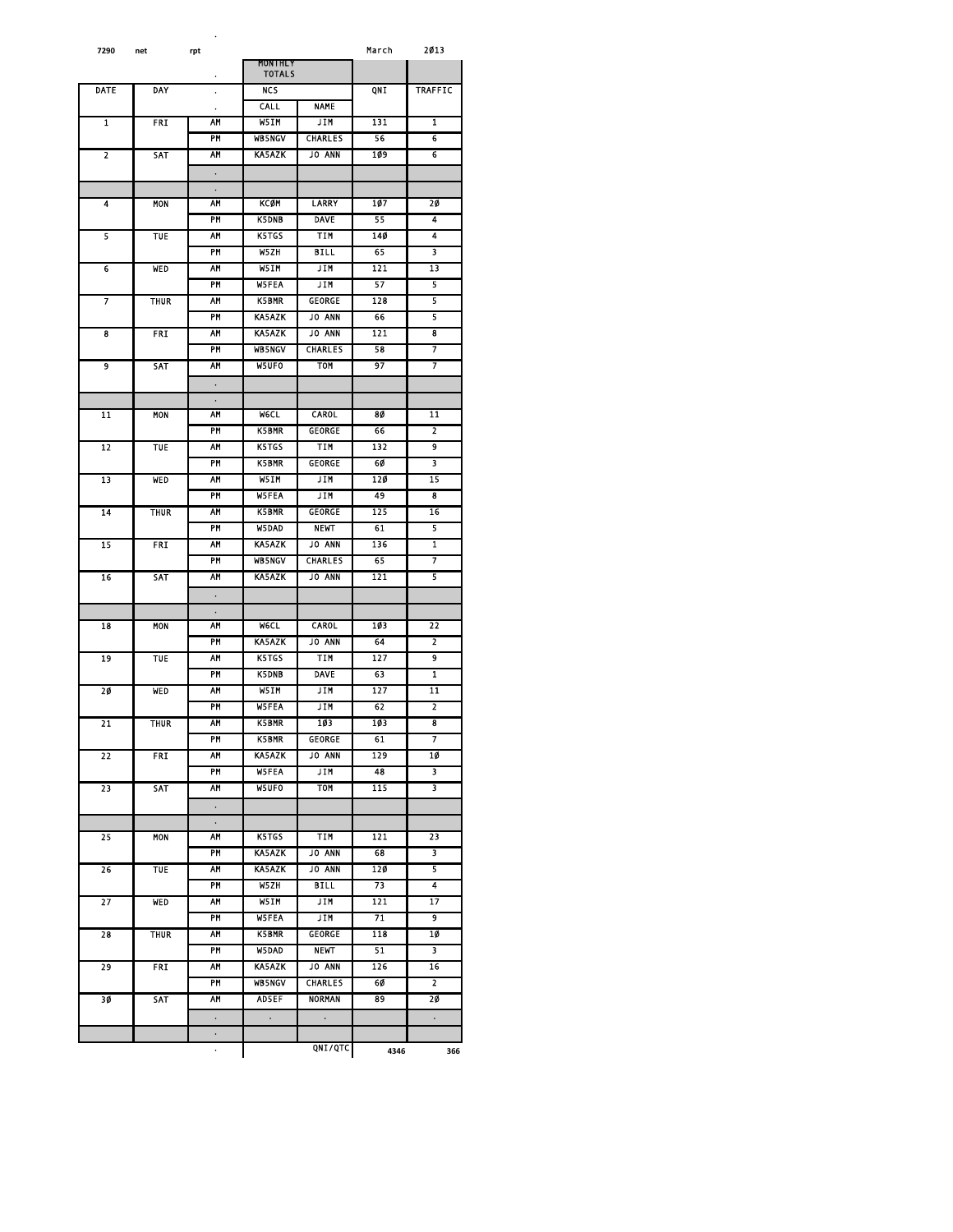7290 net rpt March 2013

| DATE | DAY | . | NCS CALL | NAME | QNI | TRAFFIC |
|---|---|---|---|---|---|---|
| | | . | MONTHLY TOTALS | | | |
| 1 | FRI | AM | W5IM | JIM | 131 | 1 |
| | | PM | WB5NGV | CHARLES | 56 | 6 |
| 2 | SAT | AM | KA5AZK | JO ANN | 109 | 6 |
| | | . | | | | |
| | | . | | | | |
| 4 | MON | AM | KC0M | LARRY | 107 | 20 |
| | | PM | K5DNB | DAVE | 55 | 4 |
| 5 | TUE | AM | K5TGS | TIM | 140 | 4 |
| | | PM | W5ZH | BILL | 65 | 3 |
| 6 | WED | AM | W5IM | JIM | 121 | 13 |
| | | PM | W5FEA | JIM | 57 | 5 |
| 7 | THUR | AM | K5BMR | GEORGE | 128 | 5 |
| | | PM | KA5AZK | JO ANN | 66 | 5 |
| 8 | FRI | AM | KA5AZK | JO ANN | 121 | 8 |
| | | PM | WB5NGV | CHARLES | 58 | 7 |
| 9 | SAT | AM | W5UFO | TOM | 97 | 7 |
| | | . | | | | |
| | | . | | | | |
| 11 | MON | AM | W6CL | CAROL | 80 | 11 |
| | | PM | K5BMR | GEORGE | 66 | 2 |
| 12 | TUE | AM | K5TGS | TIM | 132 | 9 |
| | | PM | K5BMR | GEORGE | 60 | 3 |
| 13 | WED | AM | W5IM | JIM | 120 | 15 |
| | | PM | W5FEA | JIM | 49 | 8 |
| 14 | THUR | AM | K5BMR | GEORGE | 125 | 16 |
| | | PM | W5DAD | NEWT | 61 | 5 |
| 15 | FRI | AM | KA5AZK | JO ANN | 136 | 1 |
| | | PM | WB5NGV | CHARLES | 65 | 7 |
| 16 | SAT | AM | KA5AZK | JO ANN | 121 | 5 |
| | | . | | | | |
| | | . | | | | |
| 18 | MON | AM | W6CL | CAROL | 103 | 22 |
| | | PM | KA5AZK | JO ANN | 64 | 2 |
| 19 | TUE | AM | K5TGS | TIM | 127 | 9 |
| | | PM | K5DNB | DAVE | 63 | 1 |
| 20 | WED | AM | W5IM | JIM | 127 | 11 |
| | | PM | W5FEA | JIM | 62 | 2 |
| 21 | THUR | AM | K5BMR | 103 | 103 | 8 |
| | | PM | K5BMR | GEORGE | 61 | 7 |
| 22 | FRI | AM | KA5AZK | JO ANN | 129 | 10 |
| | | PM | W5FEA | JIM | 48 | 3 |
| 23 | SAT | AM | W5UFO | TOM | 115 | 3 |
| | | . | | | | |
| | | . | | | | |
| 25 | MON | AM | K5TGS | TIM | 121 | 23 |
| | | PM | KA5AZK | JO ANN | 68 | 3 |
| 26 | TUE | AM | KA5AZK | JO ANN | 120 | 5 |
| | | PM | W5ZH | BILL | 73 | 4 |
| 27 | WED | AM | W5IM | JIM | 121 | 17 |
| | | PM | W5FEA | JIM | 71 | 9 |
| 28 | THUR | AM | K5BMR | GEORGE | 118 | 10 |
| | | PM | W5DAD | NEWT | 51 | 3 |
| 29 | FRI | AM | KA5AZK | JO ANN | 126 | 16 |
| | | PM | WB5NGV | CHARLES | 60 | 2 |
| 30 | SAT | AM | AD5EF | NORMAN | 89 | 20 |
| | | . | . | . | | . |
| | | . | | | | |
| | | . | | QNI/QTC | 4346 | 366 |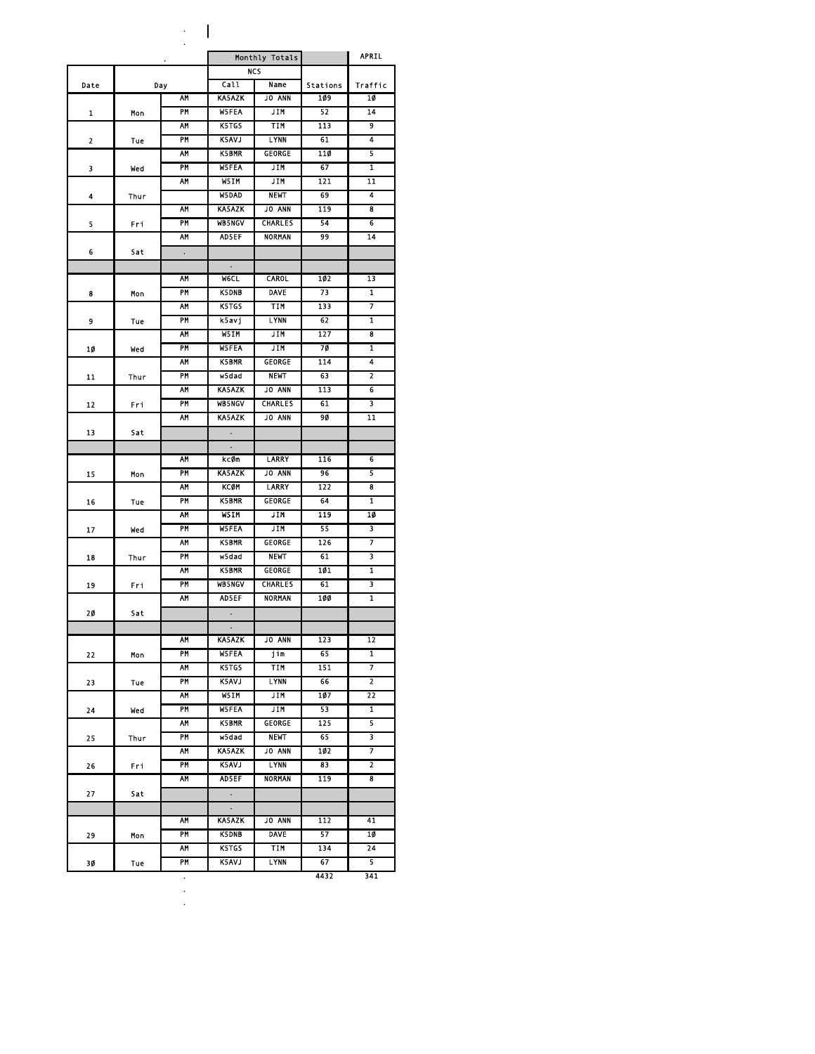| Date | Day | | NCS Call | NCS Name | Stations | Traffic |
|---|---|---|---|---|---|---|
| | | | Monthly Totals | | | APRIL |
| 1 | Mon | AM | KA5AZK | JO ANN | 1Ø9 | 1Ø |
| | | PM | W5FEA | JIM | 52 | 14 |
| 2 | Tue | AM | K5TGS | TIM | 113 | 9 |
| | | PM | K5AVJ | LYNN | 61 | 4 |
| 3 | Wed | AM | K5BMR | GEORGE | 11Ø | 5 |
| | | PM | W5FEA | JIM | 67 | 1 |
| 4 | Thur | AM | W5IM | JIM | 121 | 11 |
| | | | W5DAD | NEWT | 69 | 4 |
| 5 | Fri | AM | KA5AZK | JO ANN | 119 | 8 |
| | | PM | WB5NGV | CHARLES | 54 | 6 |
| 6 | Sat | AM | AD5EF | NORMAN | 99 | 14 |
| | | . | | | | |
| | | | . | | | |
| 8 | Mon | AM | W6CL | CAROL | 1Ø2 | 13 |
| | | PM | K5DNB | DAVE | 73 | 1 |
| 9 | Tue | AM | K5TGS | TIM | 133 | 7 |
| | | PM | k5avj | LYNN | 62 | 1 |
| 1Ø | Wed | AM | W5IM | JIM | 127 | 8 |
| | | PM | W5FEA | JIM | 7Ø | 1 |
| 11 | Thur | AM | K5BMR | GEORGE | 114 | 4 |
| | | PM | w5dad | NEWT | 63 | 2 |
| 12 | Fri | AM | KA5AZK | JO ANN | 113 | 6 |
| | | PM | WB5NGV | CHARLES | 61 | 3 |
| 13 | Sat | AM | KA5AZK | JO ANN | 9Ø | 11 |
| | | | . | | | |
| | | | . | | | |
| 15 | Mon | AM | kcØm | LARRY | 116 | 6 |
| | | PM | KA5AZK | JO ANN | 96 | 5 |
| 16 | Tue | AM | KCØM | LARRY | 122 | 8 |
| | | PM | K5BMR | GEORGE | 64 | 1 |
| 17 | Wed | AM | W5IM | JIM | 119 | 1Ø |
| | | PM | W5FEA | JIM | 55 | 3 |
| 18 | Thur | AM | K5BMR | GEORGE | 126 | 7 |
| | | PM | w5dad | NEWT | 61 | 3 |
| 19 | Fri | AM | K5BMR | GEORGE | 1Ø1 | 1 |
| | | PM | WB5NGV | CHARLES | 61 | 3 |
| 2Ø | Sat | AM | AD5EF | NORMAN | 1ØØ | 1 |
| | | | . | | | |
| | | | . | | | |
| 22 | Mon | AM | KA5AZK | JO ANN | 123 | 12 |
| | | PM | W5FEA | jim | 65 | 1 |
| 23 | Tue | AM | K5TGS | TIM | 151 | 7 |
| | | PM | K5AVJ | LYNN | 66 | 2 |
| 24 | Wed | AM | W5IM | JIM | 1Ø7 | 22 |
| | | PM | W5FEA | JIM | 53 | 1 |
| 25 | Thur | AM | K5BMR | GEORGE | 125 | 5 |
| | | PM | w5dad | NEWT | 65 | 3 |
| 26 | Fri | AM | KA5AZK | JO ANN | 1Ø2 | 7 |
| | | PM | K5AVJ | LYNN | 83 | 2 |
| 27 | Sat | AM | AD5EF | NORMAN | 119 | 8 |
| | | | . | | | |
| | | | . | | | |
| 29 | Mon | AM | KA5AZK | JO ANN | 112 | 41 |
| | | PM | K5DNB | DAVE | 57 | 1Ø |
| 3Ø | Tue | AM | K5TGS | TIM | 134 | 24 |
| | | PM | K5AVJ | LYNN | 67 | 5 |
| | | | | | 4432 | 341 |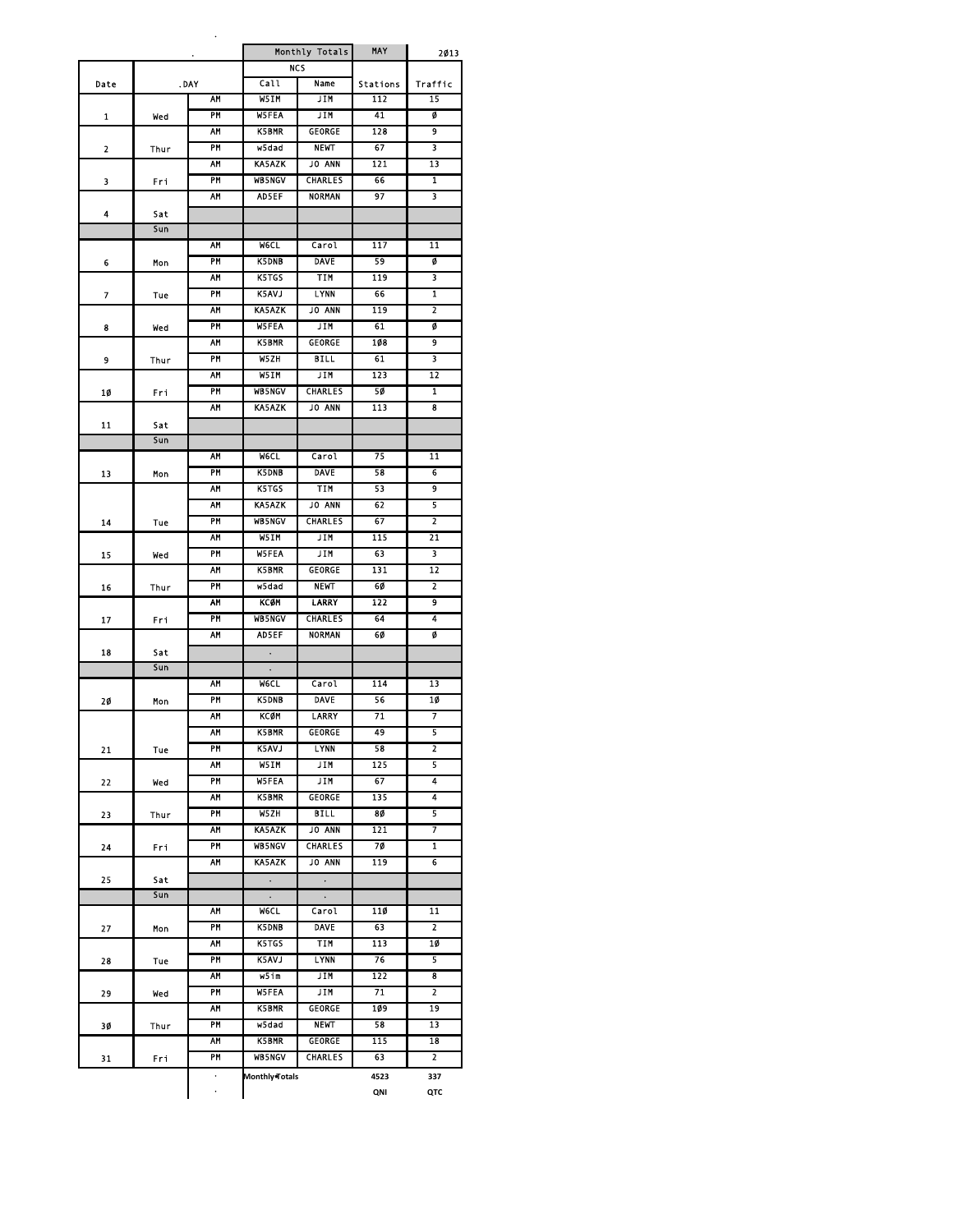| Date | .DAY | | NCS Call | NCS Name | Stations | Traffic |
|---|---|---|---|---|---|---|
| | | | Monthly Totals | | MAY | 2013 |
| 1 | Wed | AM | W5IM | JIM | 112 | 15 |
| | | PM | W5FEA | JIM | 41 | 0 |
| 2 | Thur | AM | K5BMR | GEORGE | 128 | 9 |
| | | PM | w5dad | NEWT | 67 | 3 |
| 3 | Fri | AM | KA5AZK | JO ANN | 121 | 13 |
| | | PM | WB5NGV | CHARLES | 66 | 1 |
| 4 | Sat | AM | AD5EF | NORMAN | 97 | 3 |
| | Sun | | | | | |
| 6 | Mon | AM | W6CL | Carol | 117 | 11 |
| | | PM | K5DNB | DAVE | 59 | 0 |
| 7 | Tue | AM | K5TGS | TIM | 119 | 3 |
| | | PM | K5AVJ | LYNN | 66 | 1 |
| 8 | Wed | AM | KA5AZK | JO ANN | 119 | 2 |
| | | PM | W5FEA | JIM | 61 | 0 |
| 9 | Thur | AM | K5BMR | GEORGE | 108 | 9 |
| | | PM | W5ZH | BILL | 61 | 3 |
| 10 | Fri | AM | W5IM | JIM | 123 | 12 |
| | | PM | WB5NGV | CHARLES | 50 | 1 |
| 11 | Sat | AM | KA5AZK | JO ANN | 113 | 8 |
| | Sun | | | | | |
| 13 | Mon | AM | W6CL | Carol | 75 | 11 |
| | | PM | K5DNB | DAVE | 58 | 6 |
| 14 | Tue | AM | K5TGS | TIM | 53 | 9 |
| | | AM | KA5AZK | JO ANN | 62 | 5 |
| | | PM | WB5NGV | CHARLES | 67 | 2 |
| 15 | Wed | AM | W5IM | JIM | 115 | 21 |
| | | PM | W5FEA | JIM | 63 | 3 |
| 16 | Thur | AM | K5BMR | GEORGE | 131 | 12 |
| | | PM | w5dad | NEWT | 60 | 2 |
| 17 | Fri | AM | KC0M | LARRY | 122 | 9 |
| | | PM | WB5NGV | CHARLES | 64 | 4 |
| 18 | Sat | AM | AD5EF | NORMAN | 60 | 0 |
| | Sun | | | | | |
| 20 | Mon | AM | W6CL | Carol | 114 | 13 |
| | | PM | K5DNB | DAVE | 56 | 10 |
| 21 | Tue | AM | KC0M | LARRY | 71 | 7 |
| | | AM | K5BMR | GEORGE | 49 | 5 |
| | | PM | K5AVJ | LYNN | 58 | 2 |
| 22 | Wed | AM | W5IM | JIM | 125 | 5 |
| | | PM | W5FEA | JIM | 67 | 4 |
| 23 | Thur | AM | K5BMR | GEORGE | 135 | 4 |
| | | PM | W5ZH | BILL | 80 | 5 |
| 24 | Fri | AM | KA5AZK | JO ANN | 121 | 7 |
| | | PM | WB5NGV | CHARLES | 70 | 1 |
| 25 | Sat | AM | KA5AZK | JO ANN | 119 | 6 |
| | Sun | | | | | |
| 27 | Mon | AM | W6CL | Carol | 110 | 11 |
| | | PM | K5DNB | DAVE | 63 | 2 |
| 28 | Tue | AM | K5TGS | TIM | 113 | 10 |
| | | PM | K5AVJ | LYNN | 76 | 5 |
| 29 | Wed | AM | w5im | JIM | 122 | 8 |
| | | PM | W5FEA | JIM | 71 | 2 |
| 30 | Thur | AM | K5BMR | GEORGE | 109 | 19 |
| | | PM | w5dad | NEWT | 58 | 13 |
| 31 | Fri | AM | K5BMR | GEORGE | 115 | 18 |
| | | PM | WB5NGV | CHARLES | 63 | 2 |
| | | | Monthly Totals | | 4523 | 337 |
| | | | | | QNI | QTC |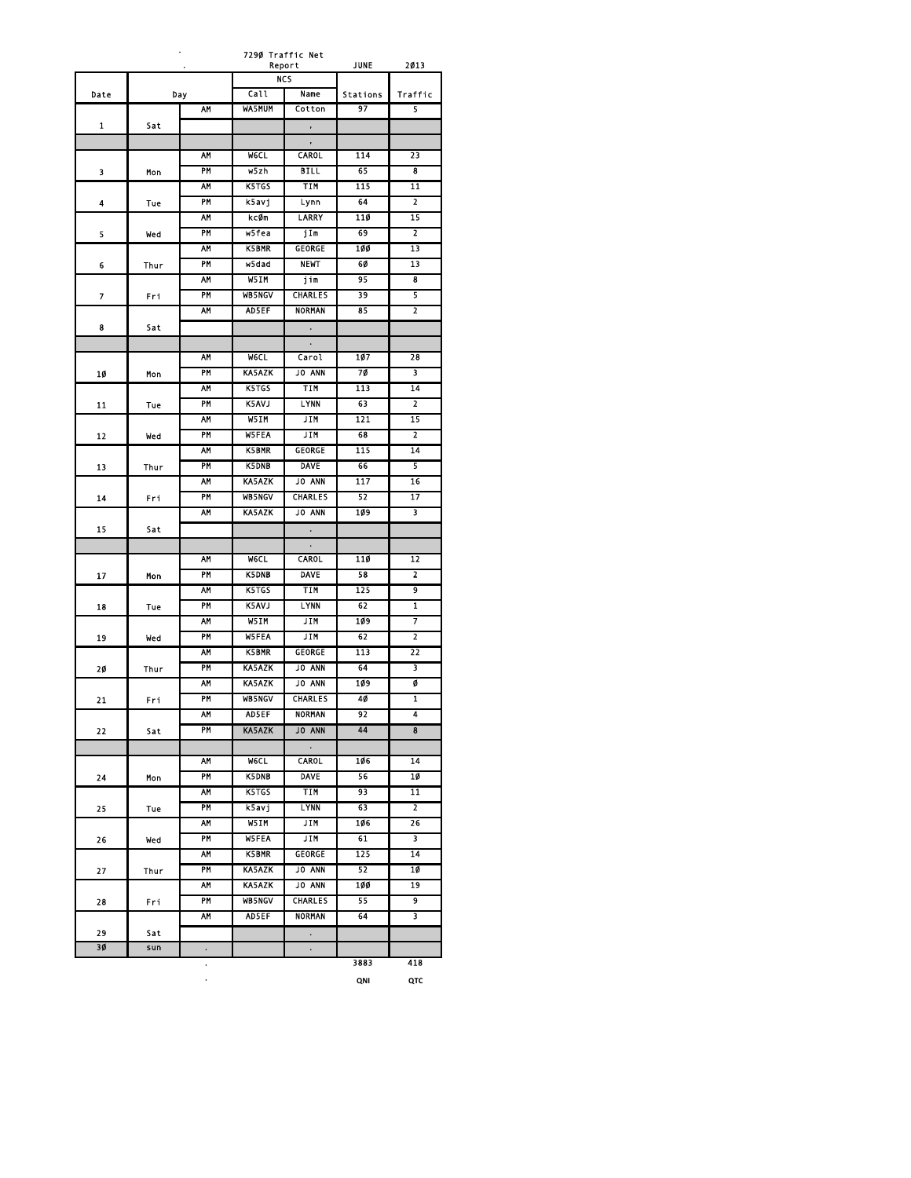7290 Traffic Net Report JUNE 2013

| Date | Day | | NCS Call | NCS Name | Stations | Traffic |
|---|---|---|---|---|---|---|
| | | AM | WA5MUM | Cotton | 97 | 5 |
| 1 | Sat | | | , | | |
| | | | | , | | |
| | | AM | W6CL | CAROL | 114 | 23 |
| 3 | Mon | PM | w5zh | BILL | 65 | 8 |
| | | AM | K5TGS | TIM | 115 | 11 |
| 4 | Tue | PM | k5avj | Lynn | 64 | 2 |
| | | AM | kc0m | LARRY | 110 | 15 |
| 5 | Wed | PM | w5fea | jIm | 69 | 2 |
| | | AM | K5BMR | GEORGE | 100 | 13 |
| 6 | Thur | PM | w5dad | NEWT | 60 | 13 |
| | | AM | W5IM | jim | 95 | 8 |
| 7 | Fri | PM | WB5NGV | CHARLES | 39 | 5 |
| | | AM | AD5EF | NORMAN | 85 | 2 |
| 8 | Sat | | | . | | |
| | | | | . | | |
| | | AM | W6CL | Carol | 107 | 28 |
| 10 | Mon | PM | KA5AZK | JO ANN | 70 | 3 |
| | | AM | K5TGS | TIM | 113 | 14 |
| 11 | Tue | PM | K5AVJ | LYNN | 63 | 2 |
| | | AM | W5IM | JIM | 121 | 15 |
| 12 | Wed | PM | W5FEA | JIM | 68 | 2 |
| | | AM | K5BMR | GEORGE | 115 | 14 |
| 13 | Thur | PM | K5DNB | DAVE | 66 | 5 |
| | | AM | KA5AZK | JO ANN | 117 | 16 |
| 14 | Fri | PM | WB5NGV | CHARLES | 52 | 17 |
| | | AM | KA5AZK | JO ANN | 109 | 3 |
| 15 | Sat | | | . | | |
| | | | | . | | |
| | | AM | W6CL | CAROL | 110 | 12 |
| 17 | Mon | PM | K5DNB | DAVE | 58 | 2 |
| | | AM | K5TGS | TIM | 125 | 9 |
| 18 | Tue | PM | K5AVJ | LYNN | 62 | 1 |
| | | AM | W5IM | JIM | 109 | 7 |
| 19 | Wed | PM | W5FEA | JIM | 62 | 2 |
| | | AM | K5BMR | GEORGE | 113 | 22 |
| 20 | Thur | PM | KA5AZK | JO ANN | 64 | 3 |
| | | AM | KA5AZK | JO ANN | 109 | 0 |
| 21 | Fri | PM | WB5NGV | CHARLES | 40 | 1 |
| | | AM | AD5EF | NORMAN | 92 | 4 |
| 22 | Sat | PM | KA5AZK | JO ANN | 44 | 8 |
| | | | | . | | |
| | | AM | W6CL | CAROL | 106 | 14 |
| 24 | Mon | PM | K5DNB | DAVE | 56 | 10 |
| | | AM | K5TGS | TIM | 93 | 11 |
| 25 | Tue | PM | k5avj | LYNN | 63 | 2 |
| | | AM | W5IM | JIM | 106 | 26 |
| 26 | Wed | PM | W5FEA | JIM | 61 | 3 |
| | | AM | K5BMR | GEORGE | 125 | 14 |
| 27 | Thur | PM | KA5AZK | JO ANN | 52 | 10 |
| | | AM | KA5AZK | JO ANN | 100 | 19 |
| 28 | Fri | PM | WB5NGV | CHARLES | 55 | 9 |
| | | AM | AD5EF | NORMAN | 64 | 3 |
| 29 | Sat | | | . | | |
| 30 | sun | . | | . | | |
| | | . | | | 3883 | 418 |
| | | . | | | QNI | QTC |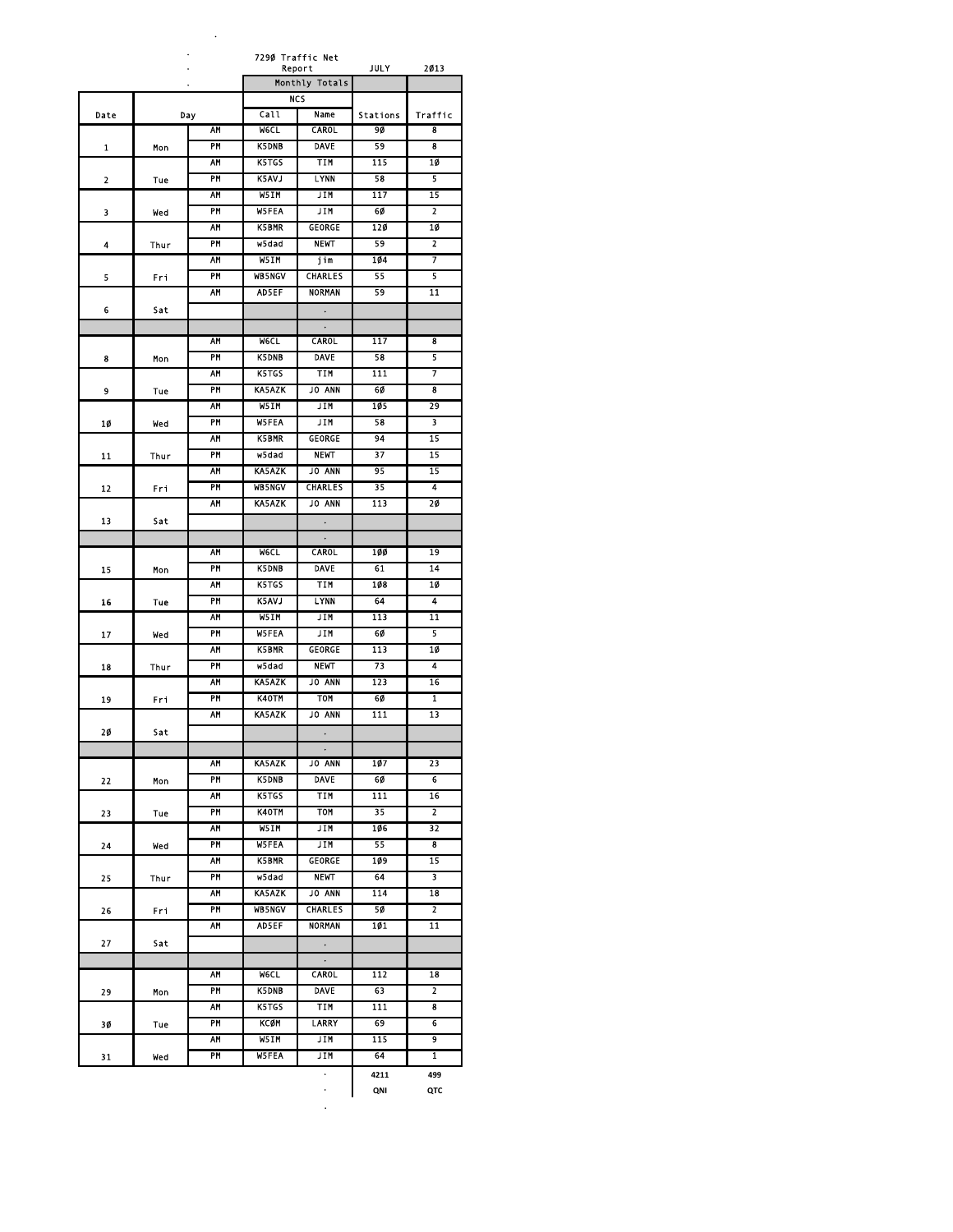7290 Traffic Net Report JULY 2013

| Date | Day | | Monthly Totals NCS Call | Name | Stations | Traffic |
|---|---|---|---|---|---|---|
| 1 | Mon | AM | W6CL | CAROL | 90 | 8 |
| | | PM | K5DNB | DAVE | 59 | 8 |
| 2 | Tue | AM | K5TGS | TIM | 115 | 10 |
| | | PM | K5AVJ | LYNN | 58 | 5 |
| 3 | Wed | AM | W5IM | JIM | 117 | 15 |
| | | PM | W5FEA | JIM | 60 | 2 |
| 4 | Thur | AM | K5BMR | GEORGE | 120 | 10 |
| | | PM | w5dad | NEWT | 59 | 2 |
| 5 | Fri | AM | W5IM | jim | 104 | 7 |
| | | PM | WB5NGV | CHARLES | 55 | 5 |
| 6 | Sat | AM | AD5EF | NORMAN | 59 | 11 |
| | | | | | | |
| 8 | Mon | AM | W6CL | CAROL | 117 | 8 |
| | | PM | K5DNB | DAVE | 58 | 5 |
| 9 | Tue | AM | K5TGS | TIM | 111 | 7 |
| | | PM | KA5AZK | JO ANN | 60 | 8 |
| 10 | Wed | AM | W5IM | JIM | 105 | 29 |
| | | PM | W5FEA | JIM | 58 | 3 |
| 11 | Thur | AM | K5BMR | GEORGE | 94 | 15 |
| | | PM | w5dad | NEWT | 37 | 15 |
| 12 | Fri | AM | KA5AZK | JO ANN | 95 | 15 |
| | | PM | WB5NGV | CHARLES | 35 | 4 |
| 13 | Sat | AM | KA5AZK | JO ANN | 113 | 20 |
| | | | | | | |
| 15 | Mon | AM | W6CL | CAROL | 100 | 19 |
| | | PM | K5DNB | DAVE | 61 | 14 |
| 16 | Tue | AM | K5TGS | TIM | 108 | 10 |
| | | PM | K5AVJ | LYNN | 64 | 4 |
| 17 | Wed | AM | W5IM | JIM | 113 | 11 |
| | | PM | W5FEA | JIM | 60 | 5 |
| 18 | Thur | AM | K5BMR | GEORGE | 113 | 10 |
| | | PM | w5dad | NEWT | 73 | 4 |
| 19 | Fri | AM | KA5AZK | JO ANN | 123 | 16 |
| | | PM | K4OTM | TOM | 60 | 1 |
| 20 | Sat | AM | KA5AZK | JO ANN | 111 | 13 |
| | | | | | | |
| 22 | Mon | AM | KA5AZK | JO ANN | 107 | 23 |
| | | PM | K5DNB | DAVE | 60 | 6 |
| 23 | Tue | AM | K5TGS | TIM | 111 | 16 |
| | | PM | K4OTM | TOM | 35 | 2 |
| 24 | Wed | AM | W5IM | JIM | 106 | 32 |
| | | PM | W5FEA | JIM | 55 | 8 |
| 25 | Thur | AM | K5BMR | GEORGE | 109 | 15 |
| | | PM | w5dad | NEWT | 64 | 3 |
| 26 | Fri | AM | KA5AZK | JO ANN | 114 | 18 |
| | | PM | WB5NGV | CHARLES | 50 | 2 |
| 27 | Sat | AM | AD5EF | NORMAN | 101 | 11 |
| | | | | | | |
| 29 | Mon | AM | W6CL | CAROL | 112 | 18 |
| | | PM | K5DNB | DAVE | 63 | 2 |
| 30 | Tue | AM | K5TGS | TIM | 111 | 8 |
| | | PM | KC0M | LARRY | 69 | 6 |
| 31 | Wed | AM | W5IM | JIM | 115 | 9 |
| | | PM | W5FEA | JIM | 64 | 1 |
| | | | | | 4211 | 499 |
| | | | | | QNI | QTC |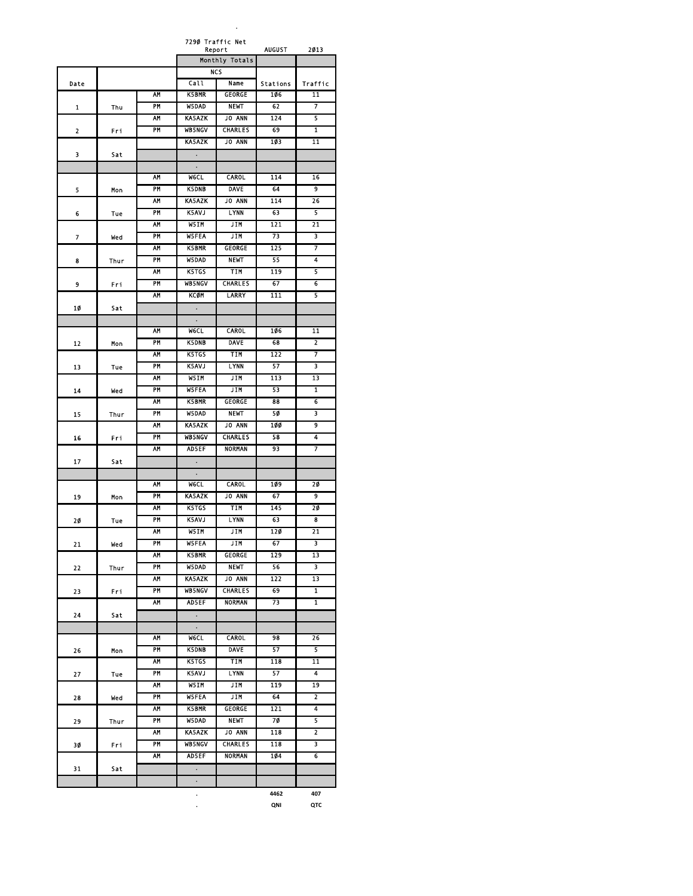# 7290 Traffic Net Report — AUGUST 2013

| Date | | | NCS Call | NCS Name | Stations | Traffic |
|---|---|---|---|---|---|---|
| | | | **Monthly Totals** | | | |
| 1 | Thu | AM | K5BMR | GEORGE | 106 | 11 |
| | | PM | W5DAD | NEWT | 62 | 7 |
| 2 | Fri | AM | KA5AZK | JO ANN | 124 | 5 |
| | | PM | WB5NGV | CHARLES | 69 | 1 |
| 3 | Sat | | KA5AZK | JO ANN | 103 | 11 |
| | | | . | | | |
| | | | . | | | |
| 5 | Mon | AM | W6CL | CAROL | 114 | 16 |
| | | PM | K5DNB | DAVE | 64 | 9 |
| 6 | Tue | AM | KA5AZK | JO ANN | 114 | 26 |
| | | PM | K5AVJ | LYNN | 63 | 5 |
| 7 | Wed | AM | W5IM | JIM | 121 | 21 |
| | | PM | W5FEA | JIM | 73 | 3 |
| 8 | Thur | AM | K5BMR | GEORGE | 125 | 7 |
| | | PM | W5DAD | NEWT | 55 | 4 |
| 9 | Fri | AM | K5TGS | TIM | 119 | 5 |
| | | PM | WB5NGV | CHARLES | 67 | 6 |
| 10 | Sat | AM | KC0M | LARRY | 111 | 5 |
| | | | . | | | |
| | | | . | | | |
| 12 | Mon | AM | W6CL | CAROL | 106 | 11 |
| | | PM | K5DNB | DAVE | 68 | 2 |
| 13 | Tue | AM | K5TGS | TIM | 122 | 7 |
| | | PM | K5AVJ | LYNN | 57 | 3 |
| 14 | Wed | AM | W5IM | JIM | 113 | 13 |
| | | PM | W5FEA | JIM | 53 | 1 |
| 15 | Thur | AM | K5BMR | GEORGE | 88 | 6 |
| | | PM | W5DAD | NEWT | 50 | 3 |
| 16 | Fri | AM | KA5AZK | JO ANN | 100 | 9 |
| | | PM | WB5NGV | CHARLES | 58 | 4 |
| 17 | Sat | AM | AD5EF | NORMAN | 93 | 7 |
| | | | . | | | |
| | | | . | | | |
| 19 | Mon | AM | W6CL | CAROL | 109 | 20 |
| | | PM | KA5AZK | JO ANN | 67 | 9 |
| 20 | Tue | AM | K5TGS | TIM | 145 | 20 |
| | | PM | K5AVJ | LYNN | 63 | 8 |
| 21 | Wed | AM | W5IM | JIM | 120 | 21 |
| | | PM | W5FEA | JIM | 67 | 3 |
| 22 | Thur | AM | K5BMR | GEORGE | 129 | 13 |
| | | PM | W5DAD | NEWT | 56 | 3 |
| 23 | Fri | AM | KA5AZK | JO ANN | 122 | 13 |
| | | PM | WB5NGV | CHARLES | 69 | 1 |
| 24 | Sat | AM | AD5EF | NORMAN | 73 | 1 |
| | | | . | | | |
| | | | . | | | |
| 26 | Mon | AM | W6CL | CAROL | 98 | 26 |
| | | PM | K5DNB | DAVE | 57 | 5 |
| 27 | Tue | AM | K5TGS | TIM | 118 | 11 |
| | | PM | K5AVJ | LYNN | 57 | 4 |
| 28 | Wed | AM | W5IM | JIM | 119 | 19 |
| | | PM | W5FEA | JIM | 64 | 2 |
| 29 | Thur | AM | K5BMR | GEORGE | 121 | 4 |
| | | PM | W5DAD | NEWT | 70 | 5 |
| 30 | Fri | AM | KA5AZK | JO ANN | 118 | 2 |
| | | PM | WB5NGV | CHARLES | 118 | 3 |
| 31 | Sat | AM | AD5EF | NORMAN | 104 | 6 |
| | | | . | | | |
| | | | . | | | |
| | | | . | | 4462 | 407 |
| | | | . | | QNI | QTC |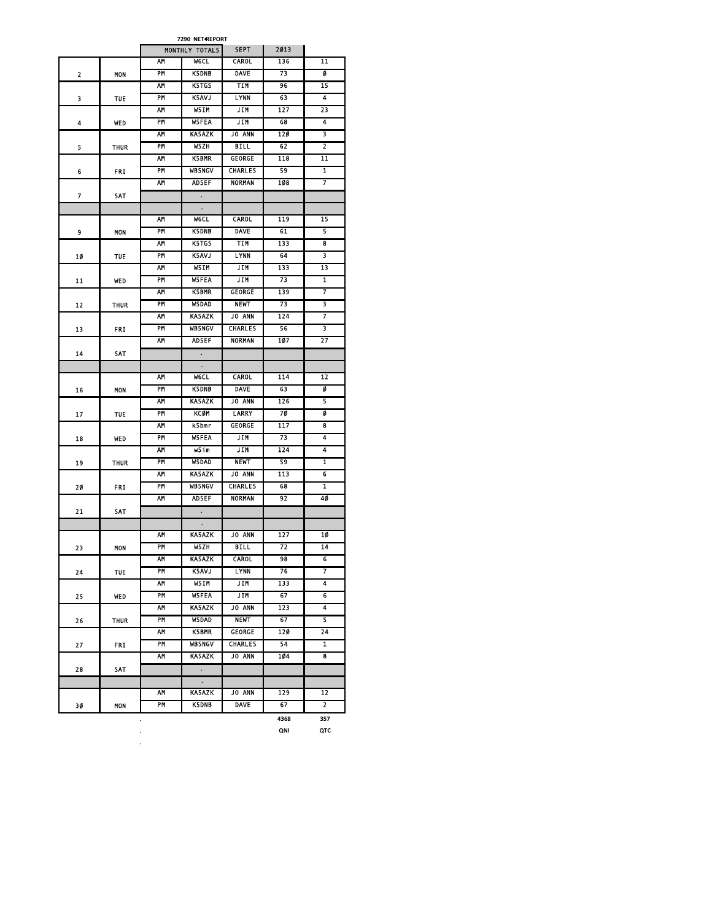**7290 NET REPORT**

| | | MONTHLY TOTALS | | SEPT | 2Ø13 | |
|---|---|---|---|---|---|---|
| | | AM | W6CL | CAROL | 136 | 11 |
| 2 | MON | PM | K5DNB | DAVE | 73 | Ø |
| | | AM | K5TGS | TIM | 96 | 15 |
| 3 | TUE | PM | K5AVJ | LYNN | 63 | 4 |
| | | AM | W5IM | JIM | 127 | 23 |
| 4 | WED | PM | W5FEA | JIM | 68 | 4 |
| | | AM | KA5AZK | JO ANN | 12Ø | 3 |
| 5 | THUR | PM | W5ZH | BILL | 62 | 2 |
| | | AM | K5BMR | GEORGE | 118 | 11 |
| 6 | FRI | PM | WB5NGV | CHARLES | 59 | 1 |
| | | AM | AD5EF | NORMAN | 1Ø8 | 7 |
| 7 | SAT | | . | | | |
| | | | . | | | |
| | | AM | W6CL | CAROL | 119 | 15 |
| 9 | MON | PM | K5DNB | DAVE | 61 | 5 |
| | | AM | K5TGS | TIM | 133 | 8 |
| 1Ø | TUE | PM | K5AVJ | LYNN | 64 | 3 |
| | | AM | W5IM | JIM | 133 | 13 |
| 11 | WED | PM | W5FEA | JIM | 73 | 1 |
| | | AM | K5BMR | GEORGE | 139 | 7 |
| 12 | THUR | PM | W5DAD | NEWT | 73 | 3 |
| | | AM | KA5AZK | JO ANN | 124 | 7 |
| 13 | FRI | PM | WB5NGV | CHARLES | 56 | 3 |
| | | AM | AD5EF | NORMAN | 1Ø7 | 27 |
| 14 | SAT | | . | | | |
| | | | . | | | |
| | | AM | W6CL | CAROL | 114 | 12 |
| 16 | MON | PM | K5DNB | DAVE | 63 | Ø |
| | | AM | KA5AZK | JO ANN | 126 | 5 |
| 17 | TUE | PM | KCØM | LARRY | 7Ø | Ø |
| | | AM | k5bmr | GEORGE | 117 | 8 |
| 18 | WED | PM | W5FEA | JIM | 73 | 4 |
| | | AM | w5im | JIM | 124 | 4 |
| 19 | THUR | PM | W5DAD | NEWT | 59 | 1 |
| | | AM | KA5AZK | JO ANN | 113 | 6 |
| 2Ø | FRI | PM | WB5NGV | CHARLES | 68 | 1 |
| | | AM | AD5EF | NORMAN | 92 | 4Ø |
| 21 | SAT | | . | | | |
| | | | . | | | |
| | | AM | KA5AZK | JO ANN | 127 | 1Ø |
| 23 | MON | PM | W5ZH | BILL | 72 | 14 |
| | | AM | KA5AZK | CAROL | 98 | 6 |
| 24 | TUE | PM | K5AVJ | LYNN | 76 | 7 |
| | | AM | W5IM | JIM | 133 | 4 |
| 25 | WED | PM | W5FEA | JIM | 67 | 6 |
| | | AM | KA5AZK | JO ANN | 123 | 4 |
| 26 | THUR | PM | W5DAD | NEWT | 67 | 5 |
| | | AM | K5BMR | GEORGE | 12Ø | 24 |
| 27 | FRI | PM | WB5NGV | CHARLES | 54 | 1 |
| | | AM | KA5AZK | JO ANN | 1Ø4 | 8 |
| 28 | SAT | | . | | | |
| | | | . | | | |
| | | AM | KA5AZK | JO ANN | 129 | 12 |
| 3Ø | MON | PM | K5DNB | DAVE | 67 | 2 |
| | | . | | | 4368 | 357 |
| | | . | | | QNI | QTC |
| | | . | | | | |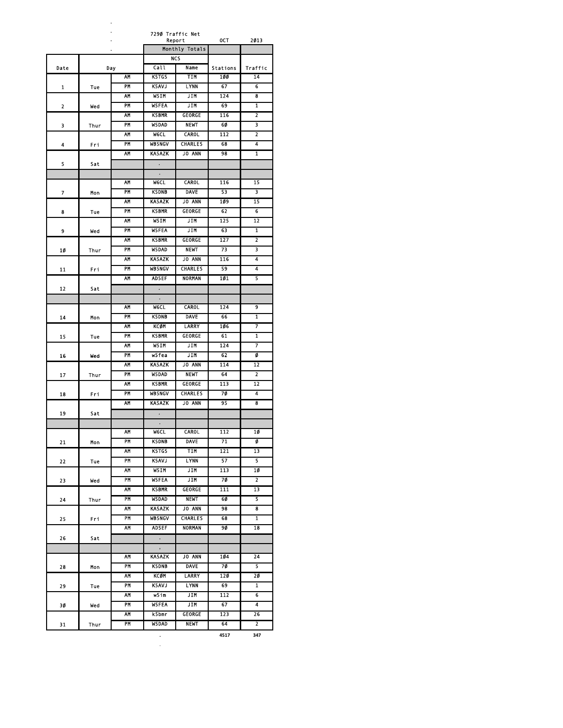# 7290 Traffic Net Report — OCT 2013

| Date | Day | | Call | Name | Stations | Traffic |
|---|---|---|---|---|---|---|
| | | | Monthly Totals | | | |
| | | | NCS | | | |
| Date | Day | | Call | Name | Stations | Traffic |
| 1 | Tue | AM | K5TGS | TIM | 100 | 14 |
| | | PM | K5AVJ | LYNN | 67 | 6 |
| 2 | Wed | AM | W5IM | JIM | 124 | 8 |
| | | PM | W5FEA | JIM | 69 | 1 |
| 3 | Thur | AM | K5BMR | GEORGE | 116 | 2 |
| | | PM | W5DAD | NEWT | 60 | 3 |
| 4 | Fri | AM | W6CL | CAROL | 112 | 2 |
| | | PM | WB5NGV | CHARLES | 68 | 4 |
| 5 | Sat | AM | KA5AZK | JO ANN | 98 | 1 |
| | | | . | | | |
| | | | . | | | |
| 7 | Mon | AM | W6CL | CAROL | 116 | 15 |
| | | PM | K5DNB | DAVE | 53 | 3 |
| 8 | Tue | AM | KA5AZK | JO ANN | 109 | 15 |
| | | PM | K5BMR | GEORGE | 62 | 6 |
| 9 | Wed | AM | W5IM | JIM | 125 | 12 |
| | | PM | W5FEA | JIM | 63 | 1 |
| 10 | Thur | AM | K5BMR | GEORGE | 127 | 2 |
| | | PM | W5DAD | NEWT | 73 | 3 |
| 11 | Fri | AM | KA5AZK | JO ANN | 116 | 4 |
| | | PM | WB5NGV | CHARLES | 59 | 4 |
| 12 | Sat | AM | AD5EF | NORMAN | 101 | 5 |
| | | | . | | | |
| | | | . | | | |
| 14 | Mon | AM | W6CL | CAROL | 124 | 9 |
| | | PM | K5DNB | DAVE | 66 | 1 |
| 15 | Tue | AM | KC0M | LARRY | 106 | 7 |
| | | PM | K5BMR | GEORGE | 61 | 1 |
| 16 | Wed | AM | W5IM | JIM | 124 | 7 |
| | | PM | w5fea | JIM | 62 | 0 |
| 17 | Thur | AM | KA5AZK | JO ANN | 114 | 12 |
| | | PM | W5DAD | NEWT | 64 | 2 |
| 18 | Fri | AM | K5BMR | GEORGE | 113 | 12 |
| | | PM | WB5NGV | CHARLES | 70 | 4 |
| 19 | Sat | AM | KA5AZK | JO ANN | 95 | 8 |
| | | | . | | | |
| | | | . | | | |
| 21 | Mon | AM | W6CL | CAROL | 112 | 10 |
| | | PM | K5DNB | DAVE | 71 | 0 |
| 22 | Tue | AM | K5TGS | TIM | 121 | 13 |
| | | PM | K5AVJ | LYNN | 57 | 5 |
| 23 | Wed | AM | W5IM | JIM | 113 | 10 |
| | | PM | W5FEA | JIM | 70 | 2 |
| 24 | Thur | AM | K5BMR | GEORGE | 111 | 13 |
| | | PM | W5DAD | NEWT | 60 | 5 |
| 25 | Fri | AM | KA5AZK | JO ANN | 98 | 8 |
| | | PM | WB5NGV | CHARLES | 68 | 1 |
| 26 | Sat | AM | AD5EF | NORMAN | 90 | 18 |
| | | | . | | | |
| | | | , | | | |
| 28 | Mon | AM | KA5AZK | JO ANN | 104 | 24 |
| | | PM | K5DNB | DAVE | 70 | 5 |
| 29 | Tue | AM | KC0M | LARRY | 120 | 20 |
| | | PM | K5AVJ | LYNN | 69 | 1 |
| 30 | Wed | AM | w5im | JIM | 112 | 6 |
| | | PM | W5FEA | JIM | 67 | 4 |
| 31 | Thur | AM | k5bmr | GEORGE | 123 | 26 |
| | | PM | W5DAD | NEWT | 64 | 2 |
| | | | . | | 4517 | 347 |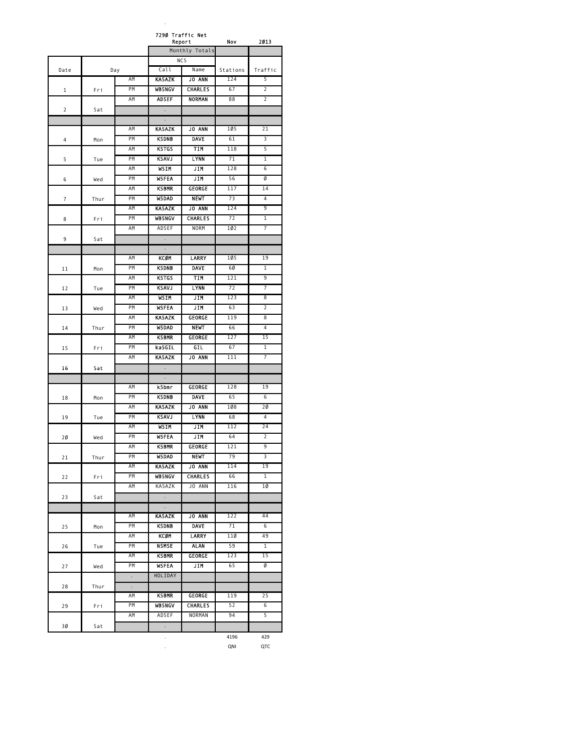# 7290 Traffic Net Report

Nov 2013

| Date | Day | | NCS Call | NCS Name | Stations | Traffic |
|---|---|---|---|---|---|---|
| | | | Monthly Totals | | | |
| 1 | Fri | AM | KA5AZK | JO ANN | 124 | 5 |
| | | PM | WB5NGV | CHARLES | 67 | 2 |
| 2 | Sat | AM | AD5EF | NORMAN | 88 | 2 |
| | | | . | | | |
| | | | . | | | |
| 4 | Mon | AM | KA5AZK | JO ANN | 105 | 21 |
| | | PM | K5DNB | DAVE | 61 | 3 |
| 5 | Tue | AM | K5TGS | TIM | 118 | 5 |
| | | PM | K5AVJ | LYNN | 71 | 1 |
| 6 | Wed | AM | W5IM | JIM | 128 | 6 |
| | | PM | W5FEA | JIM | 56 | 0 |
| 7 | Thur | AM | K5BMR | GEORGE | 117 | 14 |
| | | PM | W5DAD | NEWT | 73 | 4 |
| 8 | Fri | AM | KA5AZK | JO ANN | 124 | 9 |
| | | PM | WB5NGV | CHARLES | 72 | 1 |
| 9 | Sat | AM | AD5EF | NORM | 102 | 7 |
| | | | . | | | |
| | | | . | | | |
| 11 | Mon | AM | KC0M | LARRY | 105 | 19 |
| | | PM | K5DNB | DAVE | 60 | 1 |
| 12 | Tue | AM | K5TGS | TIM | 121 | 9 |
| | | PM | K5AVJ | LYNN | 72 | 7 |
| 13 | Wed | AM | W5IM | JIM | 123 | 8 |
| | | PM | W5FEA | JIM | 63 | 2 |
| 14 | Thur | AM | KA5AZK | GEORGE | 119 | 8 |
| | | PM | W5DAD | NEWT | 66 | 4 |
| 15 | Fri | AM | K5BMR | GEORGE | 127 | 15 |
| | | PM | ka5GIL | GIL | 67 | 1 |
| 16 | Sat | AM | KA5AZK | JO ANN | 111 | 7 |
| | | | . | | | |
| | | | . | | | |
| 18 | Mon | AM | k5bmr | GEORGE | 128 | 19 |
| | | PM | K5DNB | DAVE | 65 | 6 |
| 19 | Tue | AM | KA5AZK | JO ANN | 108 | 20 |
| | | PM | K5AVJ | LYNN | 68 | 4 |
| 20 | Wed | AM | W5IM | JIM | 112 | 24 |
| | | PM | W5FEA | JIM | 64 | 2 |
| 21 | Thur | AM | K5BMR | GEORGE | 121 | 9 |
| | | PM | W5DAD | NEWT | 79 | 3 |
| 22 | Fri | AM | KA5AZK | JO ANN | 114 | 19 |
| | | PM | WB5NGV | CHARLES | 66 | 1 |
| 23 | Sat | AM | KA5AZK | JO ANN | 116 | 10 |
| | | | . | | | |
| | | | . | | | |
| 25 | Mon | AM | KA5AZK | JO ANN | 122 | 44 |
| | | PM | K5DNB | DAVE | 71 | 6 |
| 26 | Tue | AM | KC0M | LARRY | 110 | 49 |
| | | PM | N5MSE | ALAN | 59 | 1 |
| 27 | Wed | AM | K5BMR | GEORGE | 123 | 15 |
| | | PM | W5FEA | JIM | 65 | 0 |
| 28 | Thur | . | HOLIDAY | | | |
| | | . | | | | |
| 29 | Fri | AM | K5BMR | GEORGE | 119 | 25 |
| | | PM | WB5NGV | CHARLES | 52 | 6 |
| 30 | Sat | AM | AD5EF | NORMAN | 94 | 5 |
| | | | . | | | |
| | | | . | | 4196 | 429 |
| | | | . | | QNI | QTC |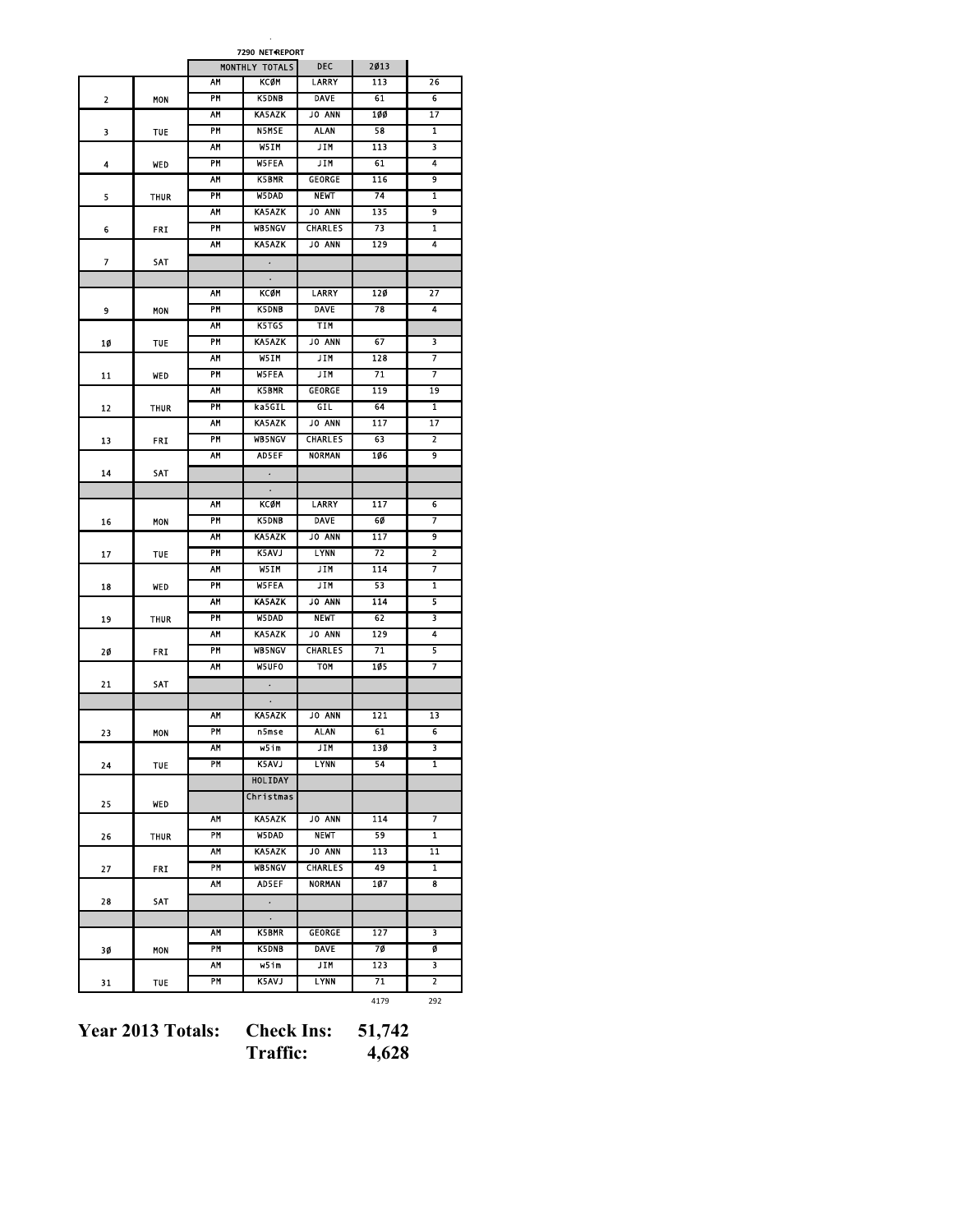**7290 NET REPORT**

| | | MONTHLY TOTALS | | DEC | 2Ø13 | |
|---|---|---|---|---|---|---|
| | | AM | KCØM | LARRY | 113 | 26 |
| 2 | MON | PM | K5DNB | DAVE | 61 | 6 |
| | | AM | KA5AZK | JO ANN | 1ØØ | 17 |
| 3 | TUE | PM | N5MSE | ALAN | 58 | 1 |
| | | AM | W5IM | JIM | 113 | 3 |
| 4 | WED | PM | W5FEA | JIM | 61 | 4 |
| | | AM | K5BMR | GEORGE | 116 | 9 |
| 5 | THUR | PM | W5DAD | NEWT | 74 | 1 |
| | | AM | KA5AZK | JO ANN | 135 | 9 |
| 6 | FRI | PM | WB5NGV | CHARLES | 73 | 1 |
| | | AM | KA5AZK | JO ANN | 129 | 4 |
| 7 | SAT | | . | | | |
| | | | . | | | |
| | | AM | KCØM | LARRY | 12Ø | 27 |
| 9 | MON | PM | K5DNB | DAVE | 78 | 4 |
| | | AM | K5TGS | TIM | | |
| 1Ø | TUE | PM | KA5AZK | JO ANN | 67 | 3 |
| | | AM | W5IM | JIM | 128 | 7 |
| 11 | WED | PM | W5FEA | JIM | 71 | 7 |
| | | AM | K5BMR | GEORGE | 119 | 19 |
| 12 | THUR | PM | ka5GIL | GIL | 64 | 1 |
| | | AM | KA5AZK | JO ANN | 117 | 17 |
| 13 | FRI | PM | WB5NGV | CHARLES | 63 | 2 |
| | | AM | AD5EF | NORMAN | 1Ø6 | 9 |
| 14 | SAT | | . | | | |
| | | | . | | | |
| | | AM | KCØM | LARRY | 117 | 6 |
| 16 | MON | PM | K5DNB | DAVE | 6Ø | 7 |
| | | AM | KA5AZK | JO ANN | 117 | 9 |
| 17 | TUE | PM | K5AVJ | LYNN | 72 | 2 |
| | | AM | W5IM | JIM | 114 | 7 |
| 18 | WED | PM | W5FEA | JIM | 53 | 1 |
| | | AM | KA5AZK | JO ANN | 114 | 5 |
| 19 | THUR | PM | W5DAD | NEWT | 62 | 3 |
| | | AM | KA5AZK | JO ANN | 129 | 4 |
| 2Ø | FRI | PM | WB5NGV | CHARLES | 71 | 5 |
| | | AM | W5UFO | TOM | 1Ø5 | 7 |
| 21 | SAT | | . | | | |
| | | | . | | | |
| | | AM | KA5AZK | JO ANN | 121 | 13 |
| 23 | MON | PM | n5mse | ALAN | 61 | 6 |
| | | AM | w5im | JIM | 13Ø | 3 |
| 24 | TUE | PM | K5AVJ | LYNN | 54 | 1 |
| | | | HOLIDAY | | | |
| 25 | WED | | Christmas | | | |
| | | AM | KA5AZK | JO ANN | 114 | 7 |
| 26 | THUR | PM | W5DAD | NEWT | 59 | 1 |
| | | AM | KA5AZK | JO ANN | 113 | 11 |
| 27 | FRI | PM | WB5NGV | CHARLES | 49 | 1 |
| | | AM | AD5EF | NORMAN | 1Ø7 | 8 |
| 28 | SAT | | . | | | |
| | | | . | | | |
| | | AM | K5BMR | GEORGE | 127 | 3 |
| 3Ø | MON | PM | K5DNB | DAVE | 7Ø | Ø |
| | | AM | w5im | JIM | 123 | 3 |
| 31 | TUE | PM | K5AVJ | LYNN | 71 | 2 |
| | | | | | 4179 | 292 |

**Year 2013 Totals: Check Ins: 51,742**

**Traffic: 4,628**